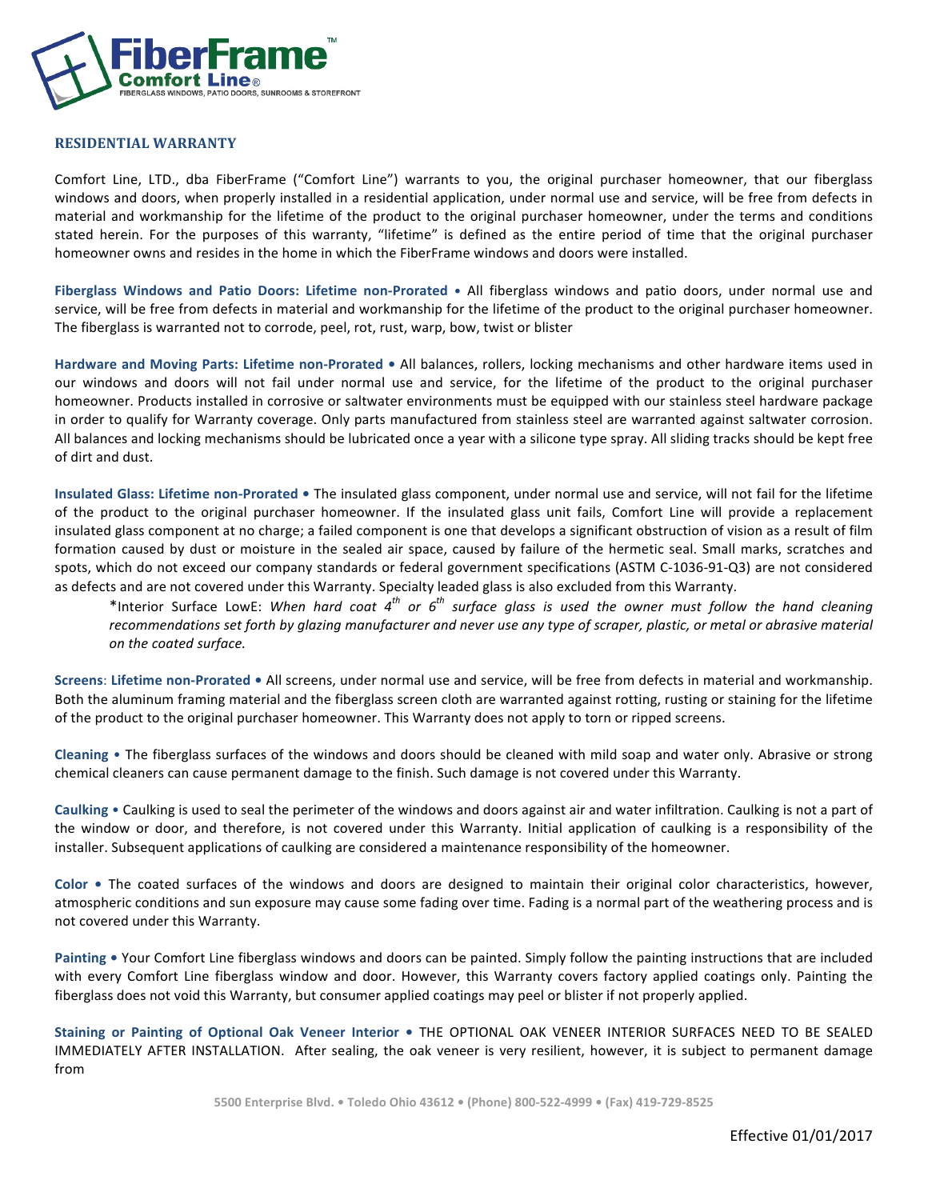FiberFrame™

Comfort Line®

FIBERGLASS WINDOWS, PATIO DOORS, SUNROOMS & STOREFRONT

## RESIDENTIAL WARRANTY

Comfort Line, LTD., dba FiberFrame ("Comfort Line") warrants to you, the original purchaser homeowner, that our fiberglass windows and doors, when properly installed in a residential application, under normal use and service, will be free from defects in material and workmanship for the lifetime of the product to the original purchaser homeowner, under the terms and conditions stated herein. For the purposes of this warranty, "lifetime" is defined as the entire period of time that the original purchaser homeowner owns and resides in the home in which the FiberFrame windows and doors were installed.

**Fiberglass Windows and Patio Doors: Lifetime non-Prorated** • All fiberglass windows and patio doors, under normal use and service, will be free from defects in material and workmanship for the lifetime of the product to the original purchaser homeowner. The fiberglass is warranted not to corrode, peel, rot, rust, warp, bow, twist or blister

**Hardware and Moving Parts: Lifetime non-Prorated •** All balances, rollers, locking mechanisms and other hardware items used in our windows and doors will not fail under normal use and service, for the lifetime of the product to the original purchaser homeowner. Products installed in corrosive or saltwater environments must be equipped with our stainless steel hardware package in order to qualify for Warranty coverage. Only parts manufactured from stainless steel are warranted against saltwater corrosion. All balances and locking mechanisms should be lubricated once a year with a silicone type spray. All sliding tracks should be kept free of dirt and dust.

**Insulated Glass: Lifetime non-Prorated •** The insulated glass component, under normal use and service, will not fail for the lifetime of the product to the original purchaser homeowner. If the insulated glass unit fails, Comfort Line will provide a replacement insulated glass component at no charge; a failed component is one that develops a significant obstruction of vision as a result of film formation caused by dust or moisture in the sealed air space, caused by failure of the hermetic seal. Small marks, scratches and spots, which do not exceed our company standards or federal government specifications (ASTM C-1036-91-Q3) are not considered as defects and are not covered under this Warranty. Specialty leaded glass is also excluded from this Warranty.

> *Interior Surface LowE: *When hard coat 4th or 6th surface glass is used the owner must follow the hand cleaning recommendations set forth by glazing manufacturer and never use any type of scraper, plastic, or metal or abrasive material on the coated surface.*

**Screens**: **Lifetime non-Prorated •** All screens, under normal use and service, will be free from defects in material and workmanship. Both the aluminum framing material and the fiberglass screen cloth are warranted against rotting, rusting or staining for the lifetime of the product to the original purchaser homeowner. This Warranty does not apply to torn or ripped screens.

**Cleaning** • The fiberglass surfaces of the windows and doors should be cleaned with mild soap and water only. Abrasive or strong chemical cleaners can cause permanent damage to the finish. Such damage is not covered under this Warranty.

**Caulking** • Caulking is used to seal the perimeter of the windows and doors against air and water infiltration. Caulking is not a part of the window or door, and therefore, is not covered under this Warranty. Initial application of caulking is a responsibility of the installer. Subsequent applications of caulking are considered a maintenance responsibility of the homeowner.

**Color •** The coated surfaces of the windows and doors are designed to maintain their original color characteristics, however, atmospheric conditions and sun exposure may cause some fading over time. Fading is a normal part of the weathering process and is not covered under this Warranty.

**Painting •** Your Comfort Line fiberglass windows and doors can be painted. Simply follow the painting instructions that are included with every Comfort Line fiberglass window and door. However, this Warranty covers factory applied coatings only. Painting the fiberglass does not void this Warranty, but consumer applied coatings may peel or blister if not properly applied.

**Staining or Painting of Optional Oak Veneer Interior •** THE OPTIONAL OAK VENEER INTERIOR SURFACES NEED TO BE SEALED IMMEDIATELY AFTER INSTALLATION. After sealing, the oak veneer is very resilient, however, it is subject to permanent damage from

5500 Enterprise Blvd. • Toledo Ohio 43612 • (Phone) 800-522-4999 • (Fax) 419-729-8525

Effective 01/01/2017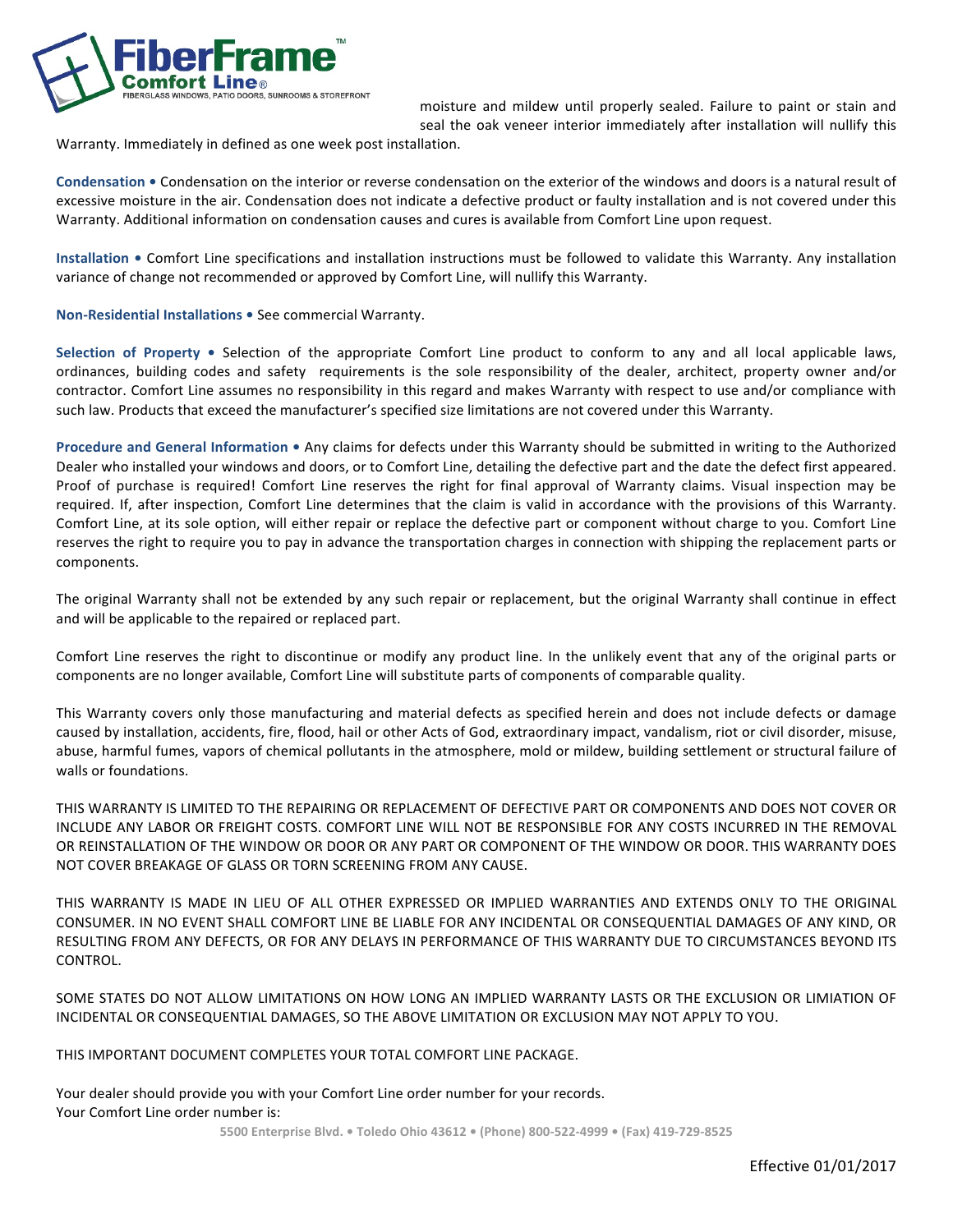moisture and mildew until properly sealed. Failure to paint or stain and seal the oak veneer interior immediately after installation will nullify this Warranty. Immediately in defined as one week post installation.

**Condensation •** Condensation on the interior or reverse condensation on the exterior of the windows and doors is a natural result of excessive moisture in the air. Condensation does not indicate a defective product or faulty installation and is not covered under this Warranty. Additional information on condensation causes and cures is available from Comfort Line upon request.

**Installation •** Comfort Line specifications and installation instructions must be followed to validate this Warranty. Any installation variance of change not recommended or approved by Comfort Line, will nullify this Warranty.

**Non-Residential Installations •** See commercial Warranty.

**Selection of Property •** Selection of the appropriate Comfort Line product to conform to any and all local applicable laws, ordinances, building codes and safety requirements is the sole responsibility of the dealer, architect, property owner and/or contractor. Comfort Line assumes no responsibility in this regard and makes Warranty with respect to use and/or compliance with such law. Products that exceed the manufacturer's specified size limitations are not covered under this Warranty.

**Procedure and General Information •** Any claims for defects under this Warranty should be submitted in writing to the Authorized Dealer who installed your windows and doors, or to Comfort Line, detailing the defective part and the date the defect first appeared. Proof of purchase is required! Comfort Line reserves the right for final approval of Warranty claims. Visual inspection may be required. If, after inspection, Comfort Line determines that the claim is valid in accordance with the provisions of this Warranty. Comfort Line, at its sole option, will either repair or replace the defective part or component without charge to you. Comfort Line reserves the right to require you to pay in advance the transportation charges in connection with shipping the replacement parts or components.

The original Warranty shall not be extended by any such repair or replacement, but the original Warranty shall continue in effect and will be applicable to the repaired or replaced part.

Comfort Line reserves the right to discontinue or modify any product line. In the unlikely event that any of the original parts or components are no longer available, Comfort Line will substitute parts of components of comparable quality.

This Warranty covers only those manufacturing and material defects as specified herein and does not include defects or damage caused by installation, accidents, fire, flood, hail or other Acts of God, extraordinary impact, vandalism, riot or civil disorder, misuse, abuse, harmful fumes, vapors of chemical pollutants in the atmosphere, mold or mildew, building settlement or structural failure of walls or foundations.

THIS WARRANTY IS LIMITED TO THE REPAIRING OR REPLACEMENT OF DEFECTIVE PART OR COMPONENTS AND DOES NOT COVER OR INCLUDE ANY LABOR OR FREIGHT COSTS. COMFORT LINE WILL NOT BE RESPONSIBLE FOR ANY COSTS INCURRED IN THE REMOVAL OR REINSTALLATION OF THE WINDOW OR DOOR OR ANY PART OR COMPONENT OF THE WINDOW OR DOOR. THIS WARRANTY DOES NOT COVER BREAKAGE OF GLASS OR TORN SCREENING FROM ANY CAUSE.

THIS WARRANTY IS MADE IN LIEU OF ALL OTHER EXPRESSED OR IMPLIED WARRANTIES AND EXTENDS ONLY TO THE ORIGINAL CONSUMER. IN NO EVENT SHALL COMFORT LINE BE LIABLE FOR ANY INCIDENTAL OR CONSEQUENTIAL DAMAGES OF ANY KIND, OR RESULTING FROM ANY DEFECTS, OR FOR ANY DELAYS IN PERFORMANCE OF THIS WARRANTY DUE TO CIRCUMSTANCES BEYOND ITS CONTROL.

SOME STATES DO NOT ALLOW LIMITATIONS ON HOW LONG AN IMPLIED WARRANTY LASTS OR THE EXCLUSION OR LIMIATION OF INCIDENTAL OR CONSEQUENTIAL DAMAGES, SO THE ABOVE LIMITATION OR EXCLUSION MAY NOT APPLY TO YOU.

THIS IMPORTANT DOCUMENT COMPLETES YOUR TOTAL COMFORT LINE PACKAGE.

Your dealer should provide you with your Comfort Line order number for your records.
Your Comfort Line order number is:

**5500 Enterprise Blvd. • Toledo Ohio 43612 • (Phone) 800-522-4999 • (Fax) 419-729-8525**

Effective 01/01/2017